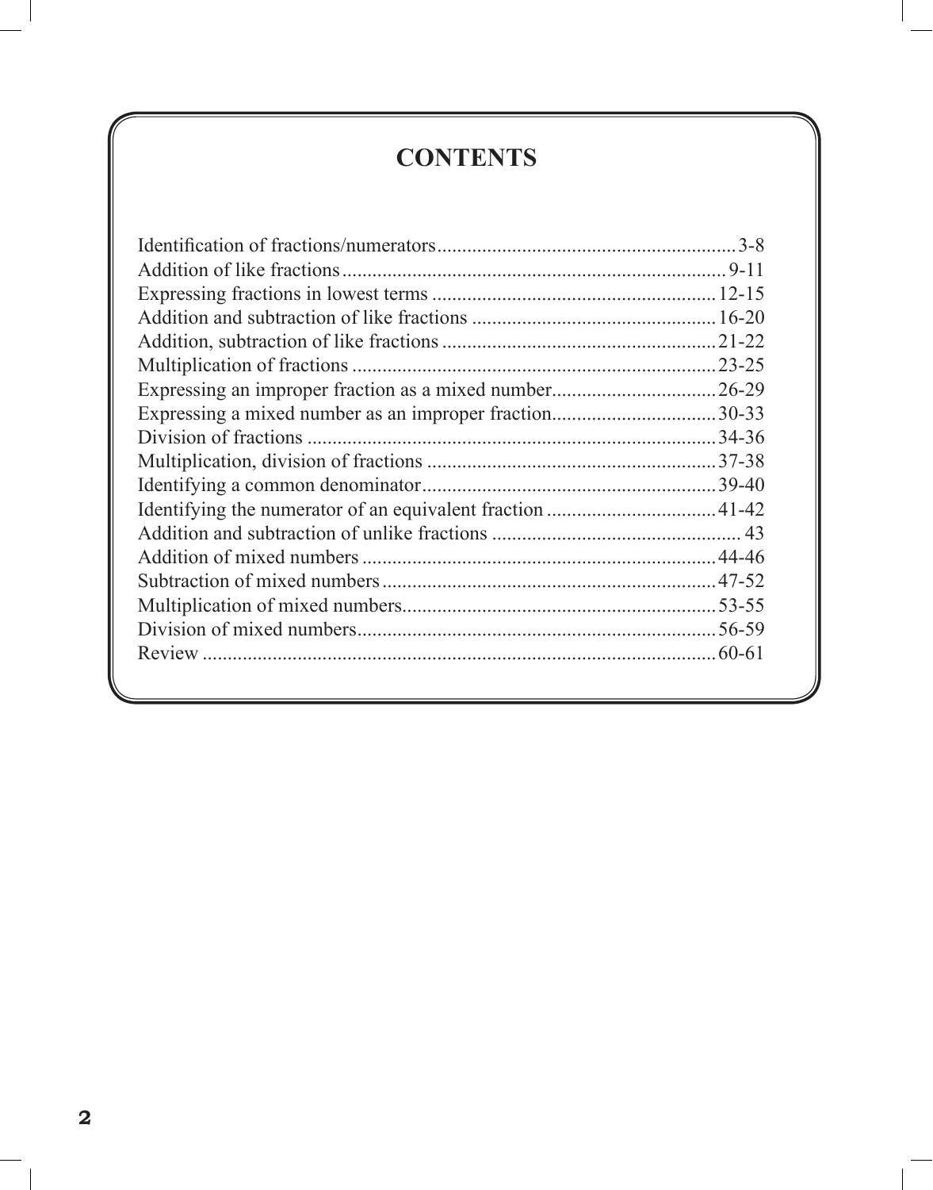# CONTENTS

| | |
|---|---|
| Identification of fractions/numerators | 3-8 |
| Addition of like fractions | 9-11 |
| Expressing fractions in lowest terms | 12-15 |
| Addition and subtraction of like fractions | 16-20 |
| Addition, subtraction of like fractions | 21-22 |
| Multiplication of fractions | 23-25 |
| Expressing an improper fraction as a mixed number | 26-29 |
| Expressing a mixed number as an improper fraction | 30-33 |
| Division of fractions | 34-36 |
| Multiplication, division of fractions | 37-38 |
| Identifying a common denominator | 39-40 |
| Identifying the numerator of an equivalent fraction | 41-42 |
| Addition and subtraction of unlike fractions | 43 |
| Addition of mixed numbers | 44-46 |
| Subtraction of mixed numbers | 47-52 |
| Multiplication of mixed numbers | 53-55 |
| Division of mixed numbers | 56-59 |
| Review | 60-61 |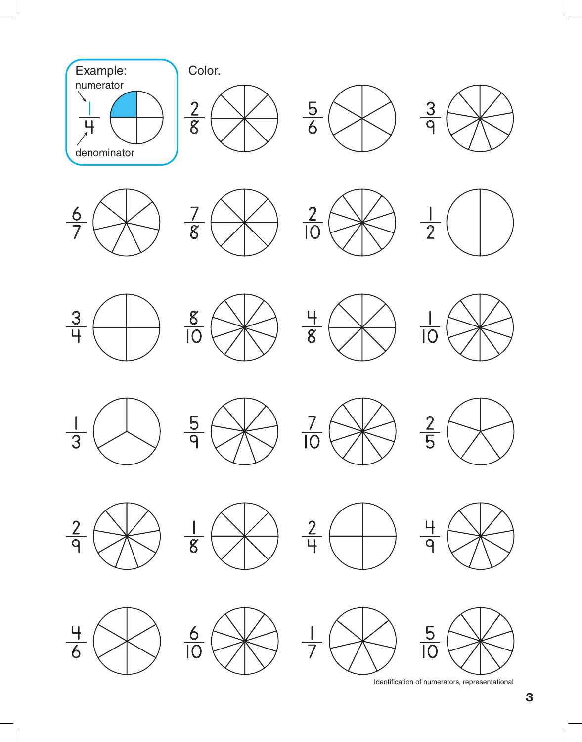Example:

numerator

$\frac{1}{4}$

denominator

Color.

$\frac{2}{8}$ $\frac{5}{6}$ $\frac{3}{9}$

$\frac{6}{7}$ $\frac{7}{8}$ $\frac{2}{10}$ $\frac{1}{2}$

$\frac{3}{4}$ $\frac{8}{10}$ $\frac{4}{8}$ $\frac{1}{10}$

$\frac{1}{3}$ $\frac{5}{9}$ $\frac{7}{10}$ $\frac{2}{5}$

$\frac{2}{9}$ $\frac{1}{8}$ $\frac{2}{4}$ $\frac{4}{9}$

$\frac{4}{6}$ $\frac{6}{10}$ $\frac{1}{7}$ $\frac{5}{10}$

Identification of numerators, representational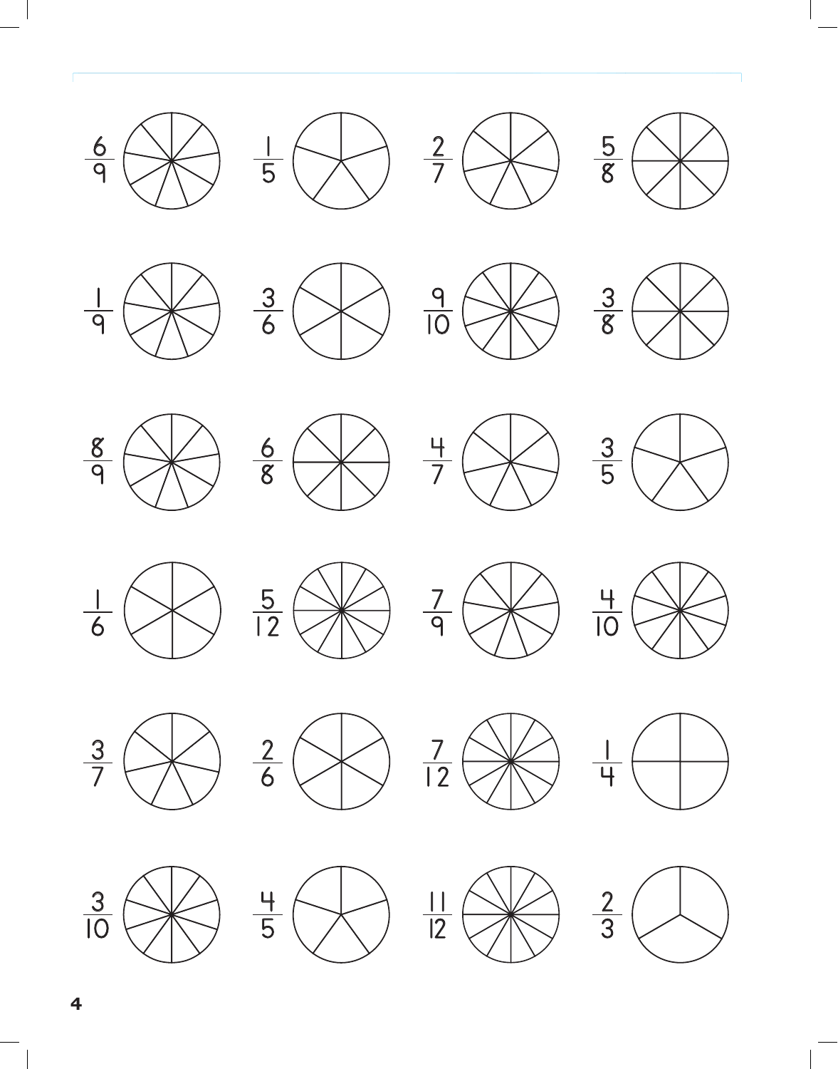$\frac{6}{9}$ $\frac{1}{5}$ $\frac{2}{7}$ $\frac{5}{8}$

$\frac{1}{9}$ $\frac{3}{6}$ $\frac{9}{10}$ $\frac{3}{8}$

$\frac{8}{9}$ $\frac{6}{8}$ $\frac{4}{7}$ $\frac{3}{5}$

$\frac{1}{6}$ $\frac{5}{12}$ $\frac{7}{9}$ $\frac{4}{10}$

$\frac{3}{7}$ $\frac{2}{6}$ $\frac{7}{12}$ $\frac{1}{4}$

$\frac{3}{10}$ $\frac{4}{5}$ $\frac{11}{12}$ $\frac{2}{3}$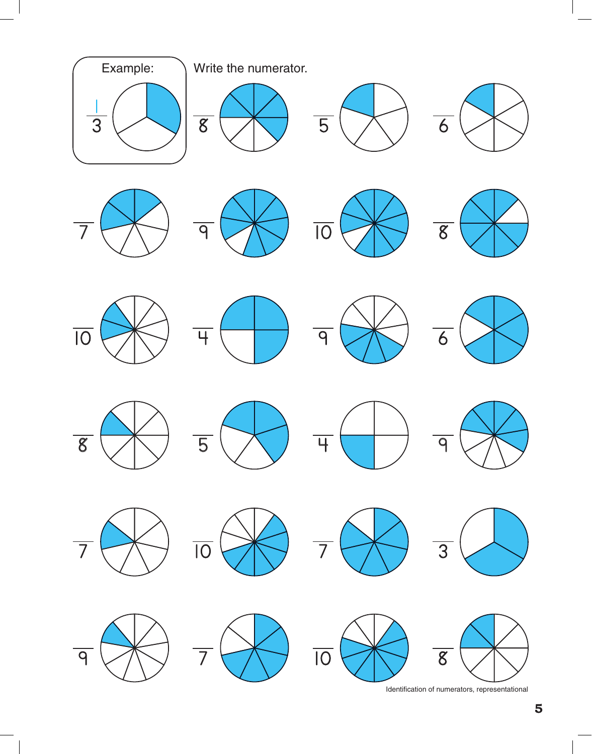Example:

$\frac{1}{3}$

Write the numerator.

$\frac{\phantom{0}}{8}$ $\frac{\phantom{0}}{5}$ $\frac{\phantom{0}}{6}$

$\frac{\phantom{0}}{7}$ $\frac{\phantom{0}}{9}$ $\frac{\phantom{0}}{10}$ $\frac{\phantom{0}}{8}$

$\frac{\phantom{0}}{10}$ $\frac{\phantom{0}}{4}$ $\frac{\phantom{0}}{9}$ $\frac{\phantom{0}}{6}$

$\frac{\phantom{0}}{8}$ $\frac{\phantom{0}}{5}$ $\frac{\phantom{0}}{4}$ $\frac{\phantom{0}}{9}$

$\frac{\phantom{0}}{7}$ $\frac{\phantom{0}}{10}$ $\frac{\phantom{0}}{7}$ $\frac{\phantom{0}}{3}$

$\frac{\phantom{0}}{9}$ $\frac{\phantom{0}}{7}$ $\frac{\phantom{0}}{10}$ $\frac{\phantom{0}}{8}$

Identification of numerators, representational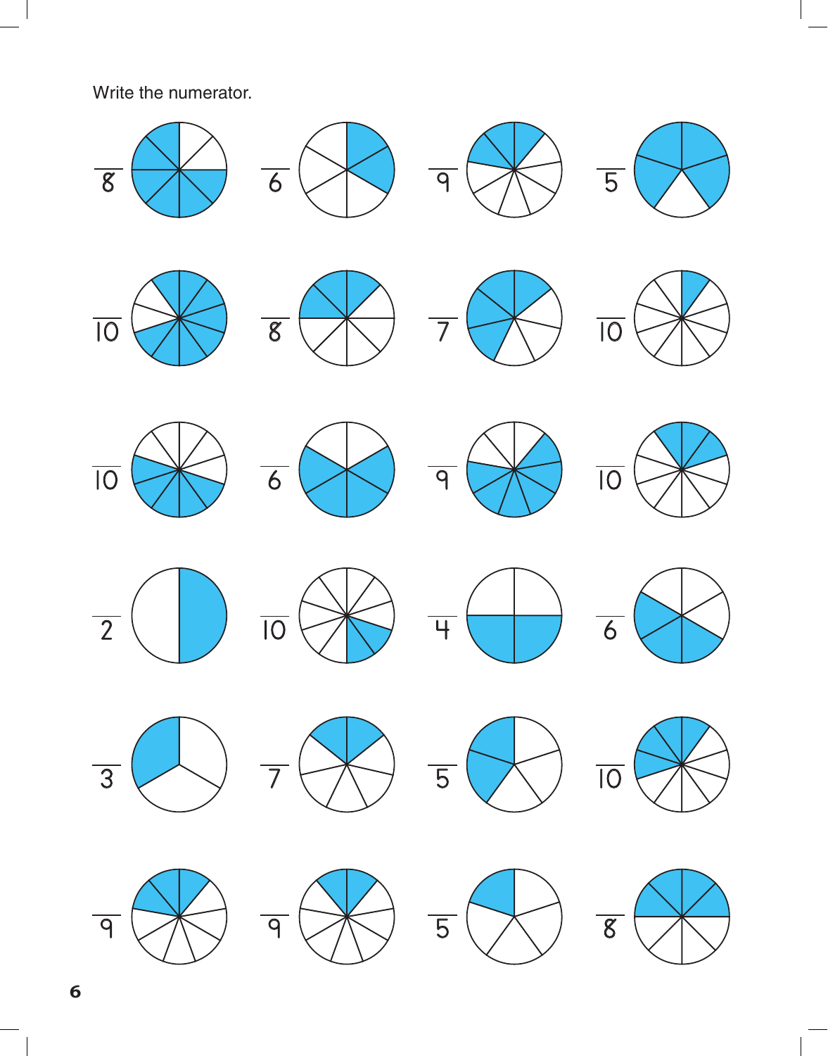Write the numerator.

$\frac{\ }{8}$ $\frac{\ }{6}$ $\frac{\ }{9}$ $\frac{\ }{5}$

$\frac{\ }{10}$ $\frac{\ }{8}$ $\frac{\ }{7}$ $\frac{\ }{10}$

$\frac{\ }{10}$ $\frac{\ }{6}$ $\frac{\ }{9}$ $\frac{\ }{10}$

$\frac{\ }{2}$ $\frac{\ }{10}$ $\frac{\ }{4}$ $\frac{\ }{6}$

$\frac{\ }{3}$ $\frac{\ }{7}$ $\frac{\ }{5}$ $\frac{\ }{10}$

$\frac{\ }{9}$ $\frac{\ }{9}$ $\frac{\ }{5}$ $\frac{\ }{8}$